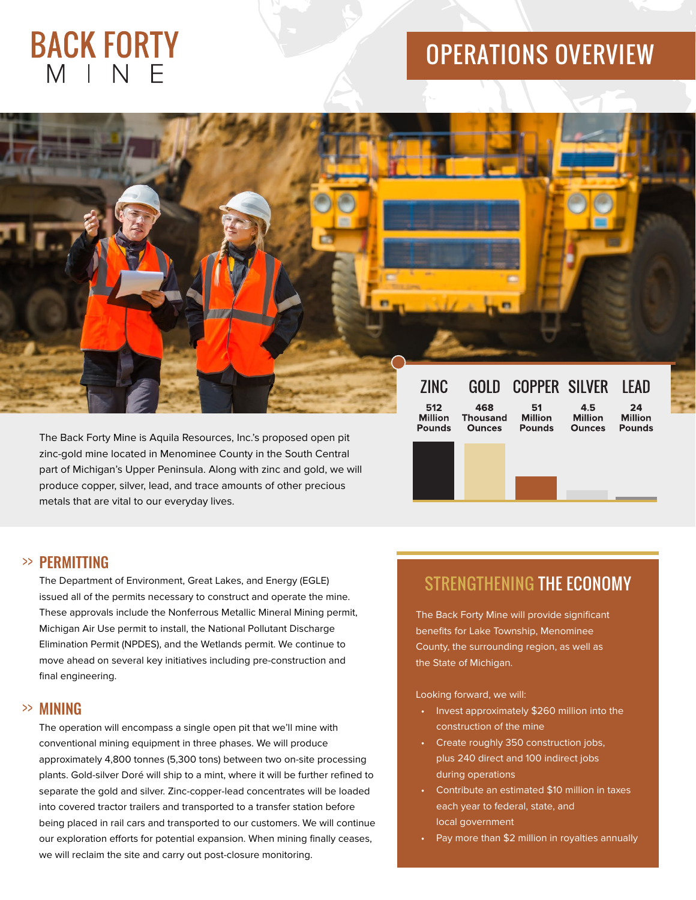# BACK FORTY MINE

# OPERATIONS OVERVIEW

| ZINC | GOLD | COPPER | SILVER | LEAD |
|---|---|---|---|---|
| 512 Million Pounds | 468 Thousand Ounces | 51 Million Pounds | 4.5 Million Ounces | 24 Million Pounds |

The Back Forty Mine is Aquila Resources, Inc.'s proposed open pit zinc-gold mine located in Menominee County in the South Central part of Michigan's Upper Peninsula. Along with zinc and gold, we will produce copper, silver, lead, and trace amounts of other precious metals that are vital to our everyday lives.

## >> PERMITTING

The Department of Environment, Great Lakes, and Energy (EGLE) issued all of the permits necessary to construct and operate the mine. These approvals include the Nonferrous Metallic Mineral Mining permit, Michigan Air Use permit to install, the National Pollutant Discharge Elimination Permit (NPDES), and the Wetlands permit. We continue to move ahead on several key initiatives including pre-construction and final engineering.

## >> MINING

The operation will encompass a single open pit that we'll mine with conventional mining equipment in three phases. We will produce approximately 4,800 tonnes (5,300 tons) between two on-site processing plants. Gold-silver Doré will ship to a mint, where it will be further refined to separate the gold and silver. Zinc-copper-lead concentrates will be loaded into covered tractor trailers and transported to a transfer station before being placed in rail cars and transported to our customers. We will continue our exploration efforts for potential expansion. When mining finally ceases, we will reclaim the site and carry out post-closure monitoring.

## STRENGTHENING THE ECONOMY

The Back Forty Mine will provide significant benefits for Lake Township, Menominee County, the surrounding region, as well as the State of Michigan.

Looking forward, we will:

- Invest approximately $260 million into the construction of the mine
- Create roughly 350 construction jobs, plus 240 direct and 100 indirect jobs during operations
- Contribute an estimated $10 million in taxes each year to federal, state, and local government
- Pay more than $2 million in royalties annually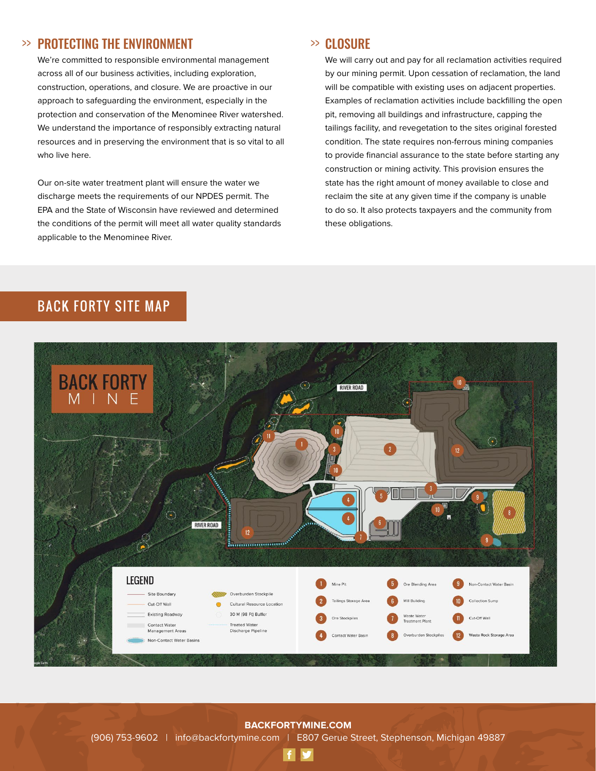## >> PROTECTING THE ENVIRONMENT

We're committed to responsible environmental management across all of our business activities, including exploration, construction, operations, and closure. We are proactive in our approach to safeguarding the environment, especially in the protection and conservation of the Menominee River watershed. We understand the importance of responsibly extracting natural resources and in preserving the environment that is so vital to all who live here.

Our on-site water treatment plant will ensure the water we discharge meets the requirements of our NPDES permit. The EPA and the State of Wisconsin have reviewed and determined the conditions of the permit will meet all water quality standards applicable to the Menominee River.

## >> CLOSURE

We will carry out and pay for all reclamation activities required by our mining permit. Upon cessation of reclamation, the land will be compatible with existing uses on adjacent properties. Examples of reclamation activities include backfilling the open pit, removing all buildings and infrastructure, capping the tailings facility, and revegetation to the sites original forested condition. The state requires non-ferrous mining companies to provide financial assurance to the state before starting any construction or mining activity. This provision ensures the state has the right amount of money available to close and reclaim the site at any given time if the company is unable to do so. It also protects taxpayers and the community from these obligations.

## BACK FORTY SITE MAP

BACK FORTY MINE

RIVER ROAD

RIVER ROAD

### LEGEND

- Site Boundary
- Cut-Off Wall
- Existing Roadway
- Contact Water Management Areas
- Non-Contact Water Basins
- Overburden Stockpile
- Cultural Resource Location
- 30 M (98 Ft) Buffer
- Treated Water Discharge Pipeline

1. Mine Pit
2. Tailings Storage Area
3. Ore Stockpiles
4. Contact Water Basin
5. Ore Blending Area
6. Mill Building
7. Waste Water Treatment Plant
8. Overburden Stockpiles
9. Non-Contact Water Basin
10. Collection Sump
11. Cut-Off Wall
12. Waste Rock Storage Area

**BACKFORTYMINE.COM**
(906) 753-9602 | info@backfortymine.com | E807 Gerue Street, Stephenson, Michigan 49887